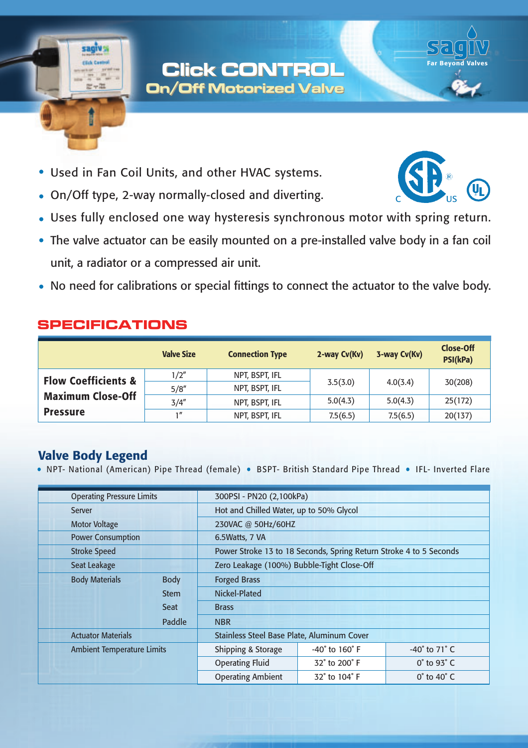# Click CONTROL

## On/Off Motorized Valve

sagiv — Far Beyond Valves

- Used in Fan Coil Units, and other HVAC systems.
- On/Off type, 2-way normally-closed and diverting.
- Uses fully enclosed one way hysteresis synchronous motor with spring return.
- The valve actuator can be easily mounted on a pre-installed valve body in a fan coil unit, a radiator or a compressed air unit.
- No need for calibrations or special fittings to connect the actuator to the valve body.

## SPECIFICATIONS

| | Valve Size | Connection Type | 2-way Cv(Kv) | 3-way Cv(Kv) | Close-Off PSI(kPa) |
|---|---|---|---|---|---|
| **Flow Coefficients & Maximum Close-Off Pressure** | 1/2" | NPT, BSPT, IFL | 3.5(3.0) | 4.0(3.4) | 30(208) |
| | 5/8" | NPT, BSPT, IFL | | | |
| | 3/4" | NPT, BSPT, IFL | 5.0(4.3) | 5.0(4.3) | 25(172) |
| | 1" | NPT, BSPT, IFL | 7.5(6.5) | 7.5(6.5) | 20(137) |

### Valve Body Legend

- NPT- National (American) Pipe Thread (female) • BSPT- British Standard Pipe Thread • IFL- Inverted Flare

| | | | | |
|---|---|---|---|---|
| Operating Pressure Limits | | 300PSI - PN20 (2,100kPa) | | |
| Server | | Hot and Chilled Water, up to 50% Glycol | | |
| Motor Voltage | | 230VAC @ 50Hz/60HZ | | |
| Power Consumption | | 6.5Watts, 7 VA | | |
| Stroke Speed | | Power Stroke 13 to 18 Seconds, Spring Return Stroke 4 to 5 Seconds | | |
| Seat Leakage | | Zero Leakage (100%) Bubble-Tight Close-Off | | |
| Body Materials | Body | Forged Brass | | |
| | Stem | Nickel-Plated | | |
| | Seat | Brass | | |
| | Paddle | NBR | | |
| Actuator Materials | | Stainless Steel Base Plate, Aluminum Cover | | |
| Ambient Temperature Limits | | Shipping & Storage | -40˚ to 160˚ F | -40˚ to 71˚ C |
| | | Operating Fluid | 32˚ to 200˚ F | 0˚ to 93˚ C |
| | | Operating Ambient | 32˚ to 104˚ F | 0˚ to 40˚ C |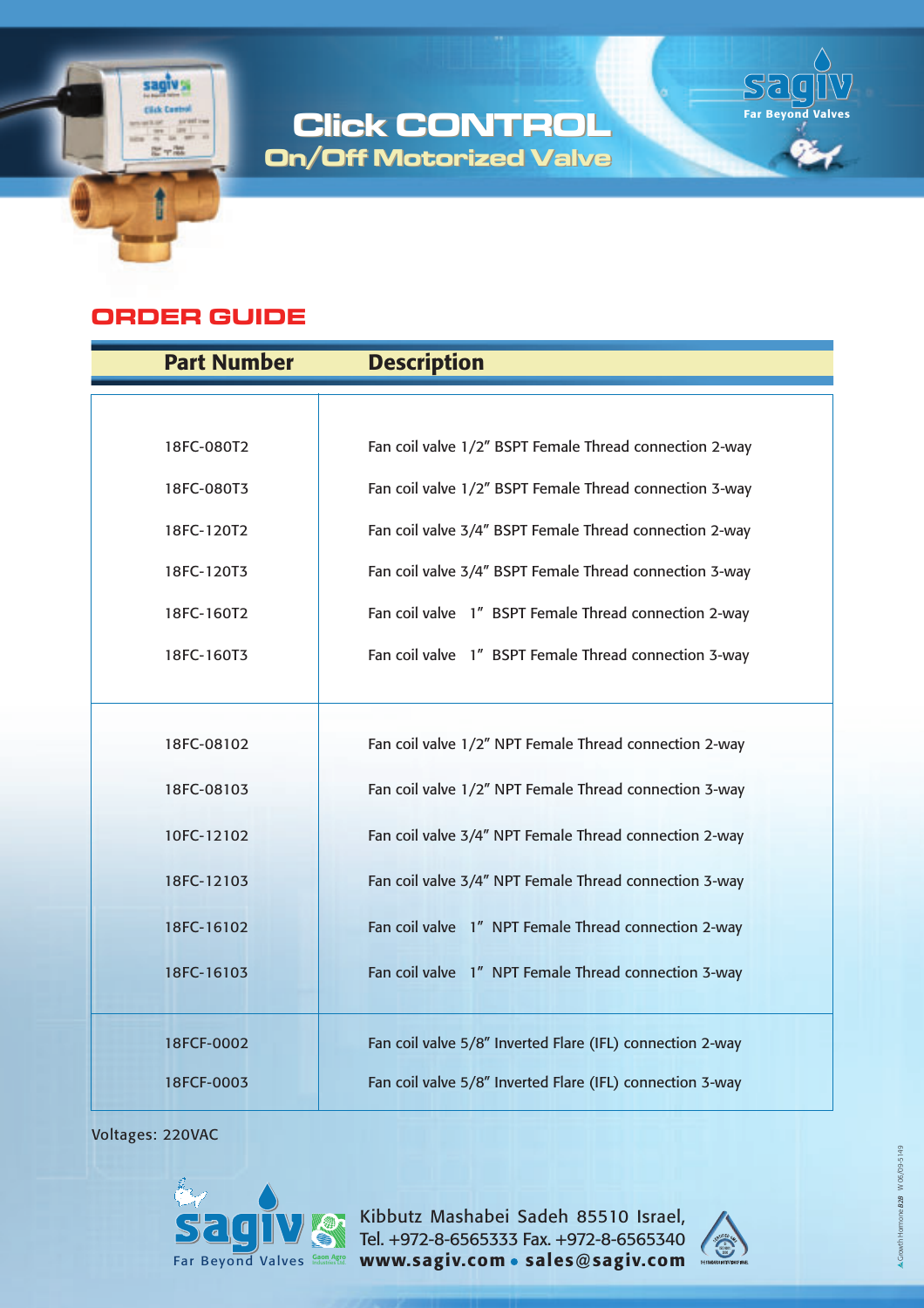# Click CONTROL

## On/Off Motorized Valve

sagiv
Far Beyond Valves

## ORDER GUIDE

| Part Number | Description |
|---|---|
| 18FC-080T2 | Fan coil valve 1/2" BSPT Female Thread connection 2-way |
| 18FC-080T3 | Fan coil valve 1/2" BSPT Female Thread connection 3-way |
| 18FC-120T2 | Fan coil valve 3/4" BSPT Female Thread connection 2-way |
| 18FC-120T3 | Fan coil valve 3/4" BSPT Female Thread connection 3-way |
| 18FC-160T2 | Fan coil valve 1" BSPT Female Thread connection 2-way |
| 18FC-160T3 | Fan coil valve 1" BSPT Female Thread connection 3-way |
| 18FC-08102 | Fan coil valve 1/2" NPT Female Thread connection 2-way |
| 18FC-08103 | Fan coil valve 1/2" NPT Female Thread connection 3-way |
| 10FC-12102 | Fan coil valve 3/4" NPT Female Thread connection 2-way |
| 18FC-12103 | Fan coil valve 3/4" NPT Female Thread connection 3-way |
| 18FC-16102 | Fan coil valve 1" NPT Female Thread connection 2-way |
| 18FC-16103 | Fan coil valve 1" NPT Female Thread connection 3-way |
| 18FCF-0002 | Fan coil valve 5/8" Inverted Flare (IFL) connection 2-way |
| 18FCF-0003 | Fan coil valve 5/8" Inverted Flare (IFL) connection 3-way |

Voltages: 220VAC

sagiv
Far Beyond Valves

Kibbutz Mashabei Sadeh 85510 Israel,
Tel. +972-8-6565333 Fax. +972-8-6565340
**www.sagiv.com • sales@sagiv.com**